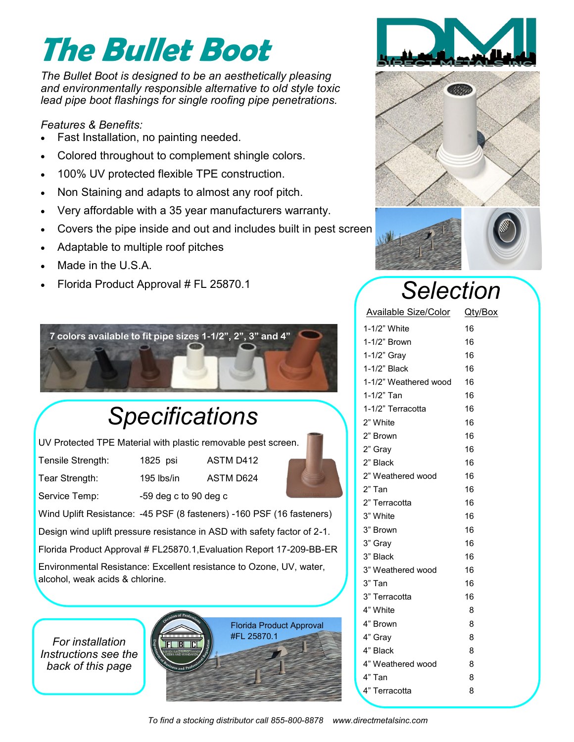# The Bullet Boot

*The Bullet Boot is designed to be an aesthetically pleasing and environmentally responsible alternative to old style toxic lead pipe boot flashings for single roofing pipe penetrations.*

*Features & Benefits:*

- Fast Installation, no painting needed.
- Colored throughout to complement shingle colors.
- 100% UV protected flexible TPE construction.
- Non Staining and adapts to almost any roof pitch.
- Very affordable with a 35 year manufacturers warranty.
- Covers the pipe inside and out and includes built in pest screen
- Adaptable to multiple roof pitches
- Made in the U.S.A.
- Florida Product Approval # FL 25870.1

**7 colors available to fit pipe sizes 1-1/2", 2", 3" and 4"**

## Specifications

UV Protected TPE Material with plastic removable pest screen.

| | | |
|---|---|---|
| Tensile Strength: | 1825 psi | ASTM D412 |
| Tear Strength: | 195 lbs/in | ASTM D624 |
| Service Temp: | -59 deg c to 90 deg c | |

Wind Uplift Resistance: -45 PSF (8 fasteners) -160 PSF (16 fasteners)

Design wind uplift pressure resistance in ASD with safety factor of 2-1.

Florida Product Approval # FL25870.1,Evaluation Report 17-209-BB-ER

Environmental Resistance: Excellent resistance to Ozone, UV, water, alcohol, weak acids & chlorine.

*For installation Instructions see the back of this page*

Florida Product Approval #FL 25870.1

## Selection

| Available Size/Color | Qty/Box |
|---|---|
| 1-1/2" White | 16 |
| 1-1/2" Brown | 16 |
| 1-1/2" Gray | 16 |
| 1-1/2" Black | 16 |
| 1-1/2" Weathered wood | 16 |
| 1-1/2" Tan | 16 |
| 1-1/2" Terracotta | 16 |
| 2" White | 16 |
| 2" Brown | 16 |
| 2" Gray | 16 |
| 2" Black | 16 |
| 2" Weathered wood | 16 |
| 2" Tan | 16 |
| 2" Terracotta | 16 |
| 3" White | 16 |
| 3" Brown | 16 |
| 3" Gray | 16 |
| 3" Black | 16 |
| 3" Weathered wood | 16 |
| 3" Tan | 16 |
| 3" Terracotta | 16 |
| 4" White | 8 |
| 4" Brown | 8 |
| 4" Gray | 8 |
| 4" Black | 8 |
| 4" Weathered wood | 8 |
| 4" Tan | 8 |
| 4" Terracotta | 8 |

*To find a stocking distributor call 855-800-8878 www.directmetalsinc.com*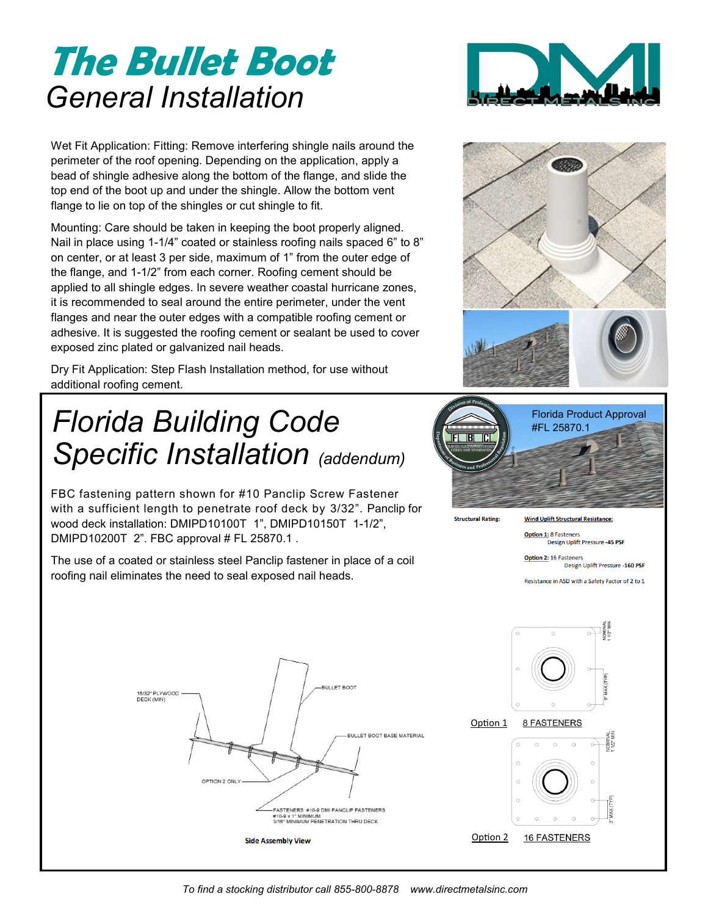# The Bullet Boot

## General Installation

Wet Fit Application: Fitting: Remove interfering shingle nails around the perimeter of the roof opening. Depending on the application, apply a bead of shingle adhesive along the bottom of the flange, and slide the top end of the boot up and under the shingle. Allow the bottom vent flange to lie on top of the shingles or cut shingle to fit.

Mounting: Care should be taken in keeping the boot properly aligned. Nail in place using 1-1/4" coated or stainless roofing nails spaced 6" to 8" on center, or at least 3 per side, maximum of 1" from the outer edge of the flange, and 1-1/2" from each corner. Roofing cement should be applied to all shingle edges. In severe weather coastal hurricane zones, it is recommended to seal around the entire perimeter, under the vent flanges and near the outer edges with a compatible roofing cement or adhesive. It is suggested the roofing cement or sealant be used to cover exposed zinc plated or galvanized nail heads.

Dry Fit Application: Step Flash Installation method, for use without additional roofing cement.

## *Florida Building Code Specific Installation* *(addendum)*

FBC fastening pattern shown for #10 Panclip Screw Fastener with a sufficient length to penetrate roof deck by 3/32". Panclip for wood deck installation: DMIPD10100T 1", DMIPD10150T 1-1/2", DMIPD10200T 2". FBC approval # FL 25870.1 .

The use of a coated or stainless steel Panclip fastener in place of a coil roofing nail eliminates the need to seal exposed nail heads.

Florida Product Approval #FL 25870.1

**Structural Rating:** **Wind Uplift Structural Resistance:**

Option 1: 8 Fasteners
Design Uplift Pressure **-45 PSF**

Option 2: 16 Fasteners
Design Uplift Pressure **-160 PSF**

Resistance in ASD with a Safety Factor of 2 to 1

15/32" PLYWOOD DECK (MIN)
BULLET BOOT
BULLET BOOT BASE MATERIAL
OPTION 2 ONLY
FASTENERS: #10-9 DMI PANCLIP FASTENERS
#10-9 x 1" MINIMUM
3/16" MINIMUM PENETRATION THRU DECK

**Side Assembly View**

NOMINAL 1 1/2" MIN.
5" MAX (TYP)

Option 1 8 FASTENERS

NOMINAL 1 1/2" MIN
3" MAX (TYP)

Option 2 16 FASTENERS

*To find a stocking distributor call 855-800-8878 www.directmetalsinc.com*